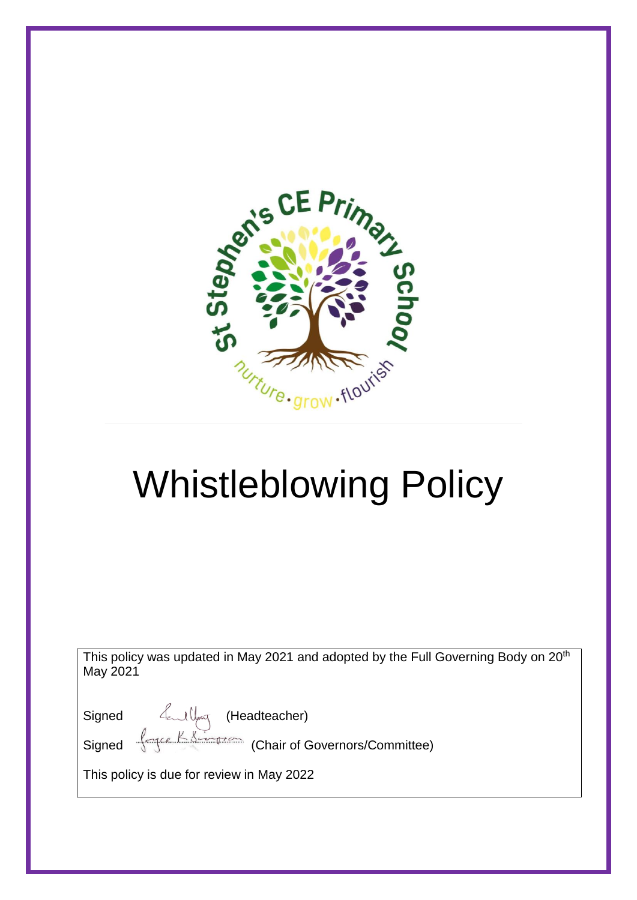# Whistleblowing Policy

This policy was updated in May 2021 and adopted by the Full Governing Body on 20th May 2021

Signed (Headteacher)

Signed (Chair of Governors/Committee)

This policy is due for review in May 2022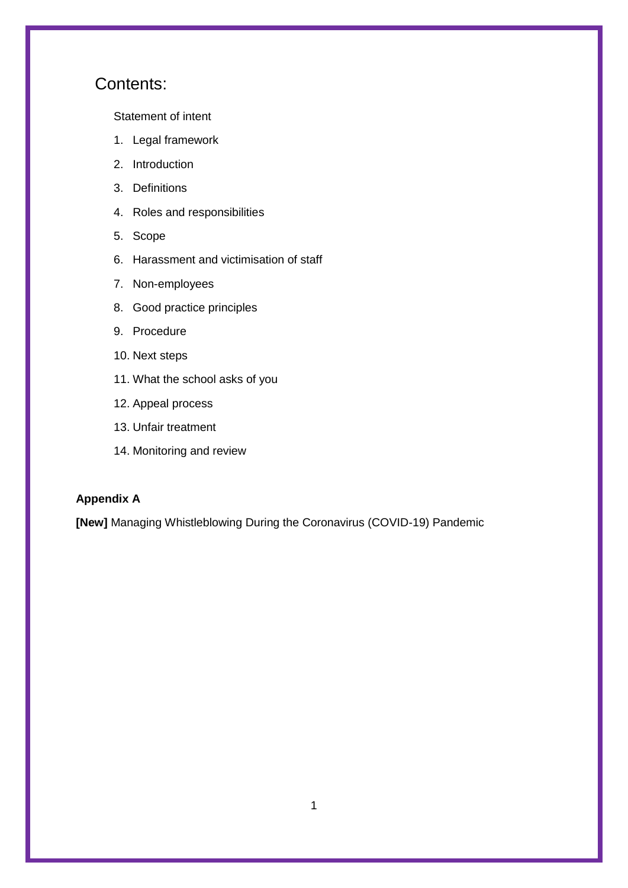# Contents:

Statement of intent

1. Legal framework
2. Introduction
3. Definitions
4. Roles and responsibilities
5. Scope
6. Harassment and victimisation of staff
7. Non-employees
8. Good practice principles
9. Procedure
10. Next steps
11. What the school asks of you
12. Appeal process
13. Unfair treatment
14. Monitoring and review

**Appendix A**

**[New]** Managing Whistleblowing During the Coronavirus (COVID-19) Pandemic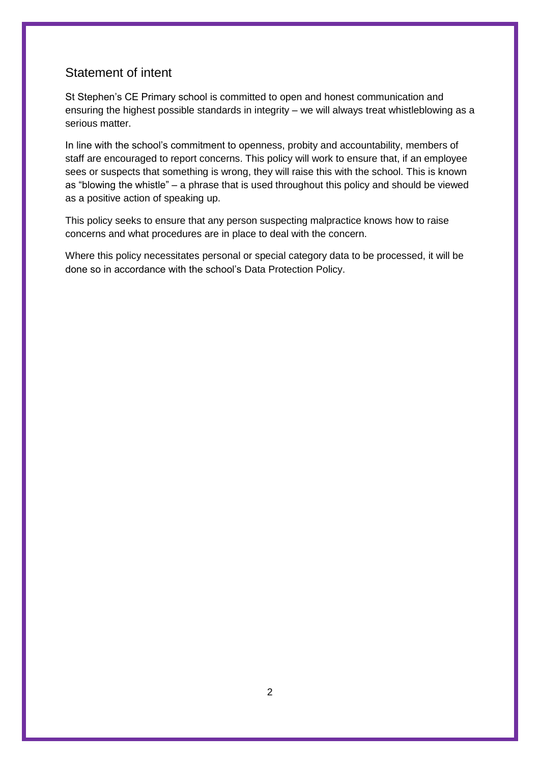## Statement of intent

St Stephen's CE Primary school is committed to open and honest communication and ensuring the highest possible standards in integrity – we will always treat whistleblowing as a serious matter.

In line with the school's commitment to openness, probity and accountability, members of staff are encouraged to report concerns. This policy will work to ensure that, if an employee sees or suspects that something is wrong, they will raise this with the school. This is known as "blowing the whistle" – a phrase that is used throughout this policy and should be viewed as a positive action of speaking up.

This policy seeks to ensure that any person suspecting malpractice knows how to raise concerns and what procedures are in place to deal with the concern.

Where this policy necessitates personal or special category data to be processed, it will be done so in accordance with the school's Data Protection Policy.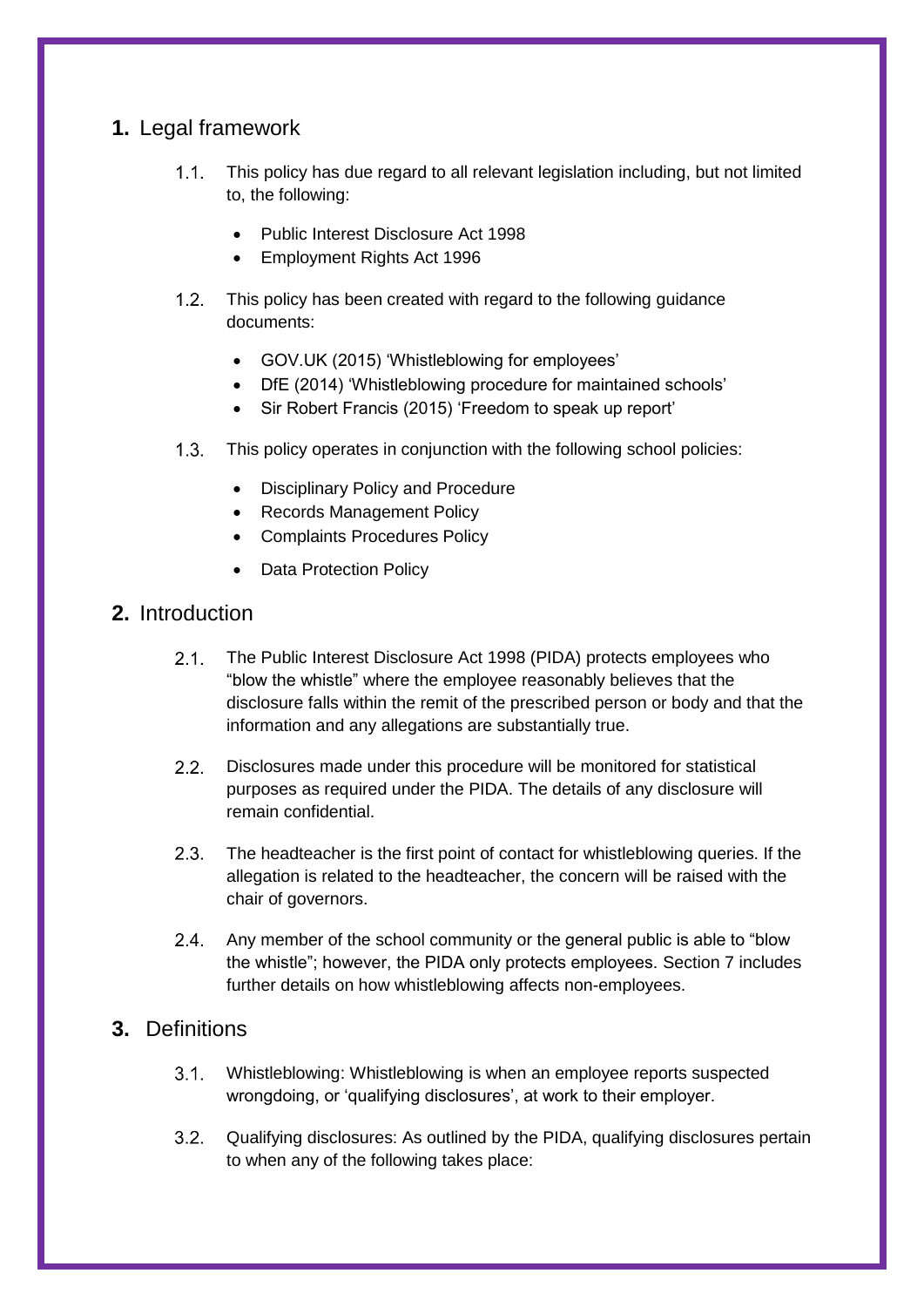## 1. Legal framework

1.1. This policy has due regard to all relevant legislation including, but not limited to, the following:

- Public Interest Disclosure Act 1998
- Employment Rights Act 1996

1.2. This policy has been created with regard to the following guidance documents:

- GOV.UK (2015) 'Whistleblowing for employees'
- DfE (2014) 'Whistleblowing procedure for maintained schools'
- Sir Robert Francis (2015) 'Freedom to speak up report'

1.3. This policy operates in conjunction with the following school policies:

- Disciplinary Policy and Procedure
- Records Management Policy
- Complaints Procedures Policy
- Data Protection Policy

## 2. Introduction

2.1. The Public Interest Disclosure Act 1998 (PIDA) protects employees who "blow the whistle" where the employee reasonably believes that the disclosure falls within the remit of the prescribed person or body and that the information and any allegations are substantially true.

2.2. Disclosures made under this procedure will be monitored for statistical purposes as required under the PIDA. The details of any disclosure will remain confidential.

2.3. The headteacher is the first point of contact for whistleblowing queries. If the allegation is related to the headteacher, the concern will be raised with the chair of governors.

2.4. Any member of the school community or the general public is able to "blow the whistle"; however, the PIDA only protects employees. Section 7 includes further details on how whistleblowing affects non-employees.

## 3. Definitions

3.1. Whistleblowing: Whistleblowing is when an employee reports suspected wrongdoing, or 'qualifying disclosures', at work to their employer.

3.2. Qualifying disclosures: As outlined by the PIDA, qualifying disclosures pertain to when any of the following takes place: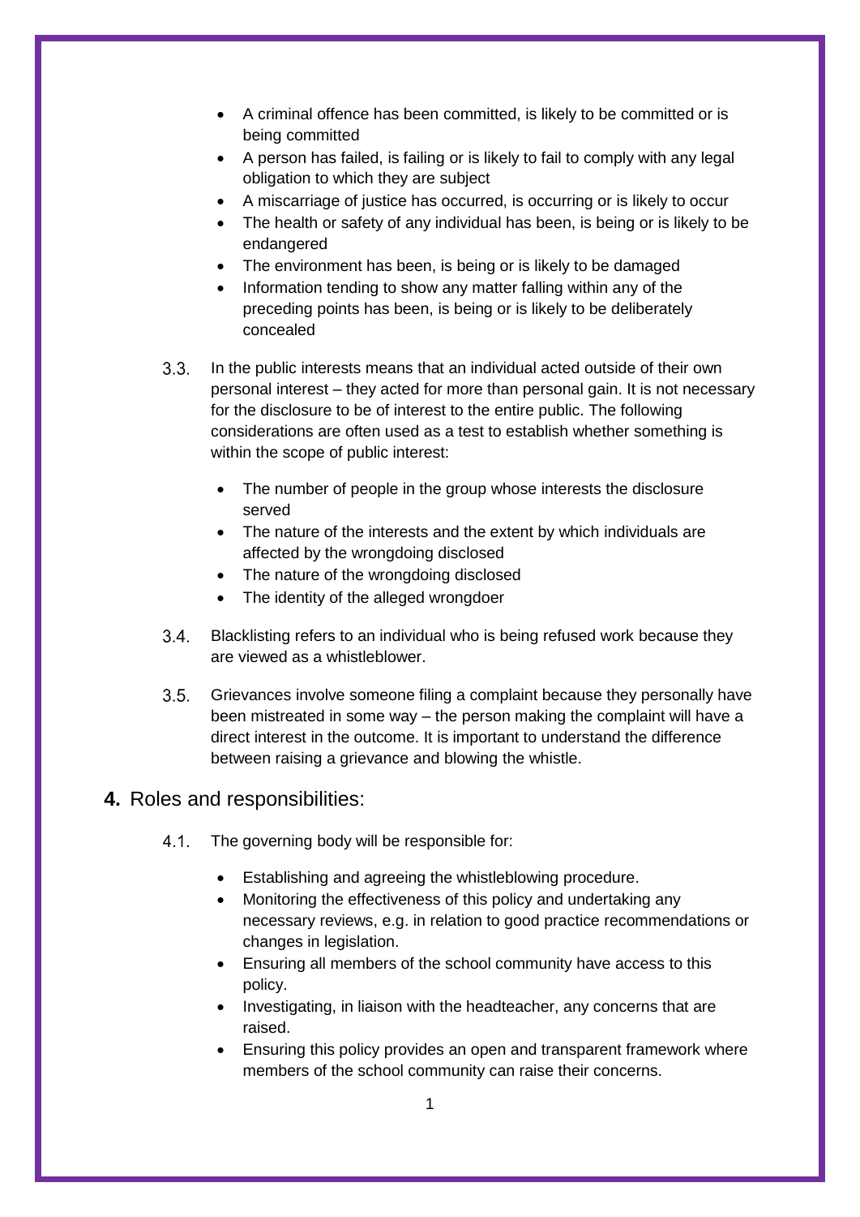- A criminal offence has been committed, is likely to be committed or is being committed
- A person has failed, is failing or is likely to fail to comply with any legal obligation to which they are subject
- A miscarriage of justice has occurred, is occurring or is likely to occur
- The health or safety of any individual has been, is being or is likely to be endangered
- The environment has been, is being or is likely to be damaged
- Information tending to show any matter falling within any of the preceding points has been, is being or is likely to be deliberately concealed

3.3. In the public interests means that an individual acted outside of their own personal interest – they acted for more than personal gain. It is not necessary for the disclosure to be of interest to the entire public. The following considerations are often used as a test to establish whether something is within the scope of public interest:

- The number of people in the group whose interests the disclosure served
- The nature of the interests and the extent by which individuals are affected by the wrongdoing disclosed
- The nature of the wrongdoing disclosed
- The identity of the alleged wrongdoer

3.4. Blacklisting refers to an individual who is being refused work because they are viewed as a whistleblower.

3.5. Grievances involve someone filing a complaint because they personally have been mistreated in some way – the person making the complaint will have a direct interest in the outcome. It is important to understand the difference between raising a grievance and blowing the whistle.

## 4. Roles and responsibilities:

4.1. The governing body will be responsible for:

- Establishing and agreeing the whistleblowing procedure.
- Monitoring the effectiveness of this policy and undertaking any necessary reviews, e.g. in relation to good practice recommendations or changes in legislation.
- Ensuring all members of the school community have access to this policy.
- Investigating, in liaison with the headteacher, any concerns that are raised.
- Ensuring this policy provides an open and transparent framework where members of the school community can raise their concerns.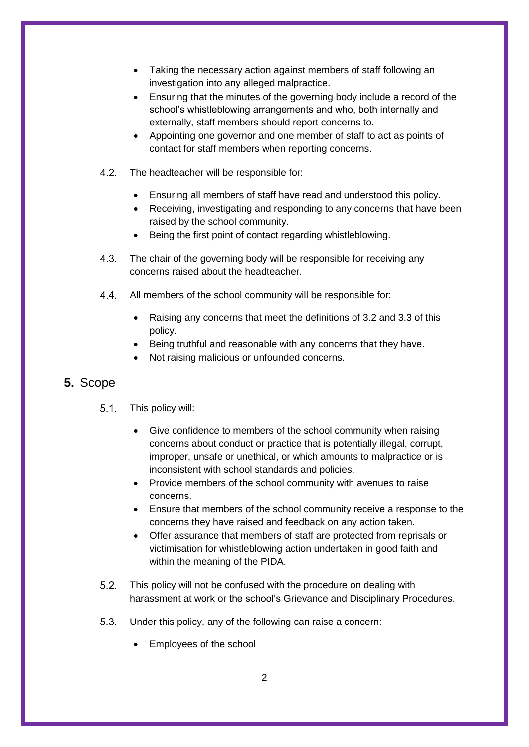- Taking the necessary action against members of staff following an investigation into any alleged malpractice.
- Ensuring that the minutes of the governing body include a record of the school's whistleblowing arrangements and who, both internally and externally, staff members should report concerns to.
- Appointing one governor and one member of staff to act as points of contact for staff members when reporting concerns.

4.2. The headteacher will be responsible for:

- Ensuring all members of staff have read and understood this policy.
- Receiving, investigating and responding to any concerns that have been raised by the school community.
- Being the first point of contact regarding whistleblowing.

4.3. The chair of the governing body will be responsible for receiving any concerns raised about the headteacher.

4.4. All members of the school community will be responsible for:

- Raising any concerns that meet the definitions of 3.2 and 3.3 of this policy.
- Being truthful and reasonable with any concerns that they have.
- Not raising malicious or unfounded concerns.

## 5. Scope

5.1. This policy will:

- Give confidence to members of the school community when raising concerns about conduct or practice that is potentially illegal, corrupt, improper, unsafe or unethical, or which amounts to malpractice or is inconsistent with school standards and policies.
- Provide members of the school community with avenues to raise concerns.
- Ensure that members of the school community receive a response to the concerns they have raised and feedback on any action taken.
- Offer assurance that members of staff are protected from reprisals or victimisation for whistleblowing action undertaken in good faith and within the meaning of the PIDA.

5.2. This policy will not be confused with the procedure on dealing with harassment at work or the school's Grievance and Disciplinary Procedures.

5.3. Under this policy, any of the following can raise a concern:

- Employees of the school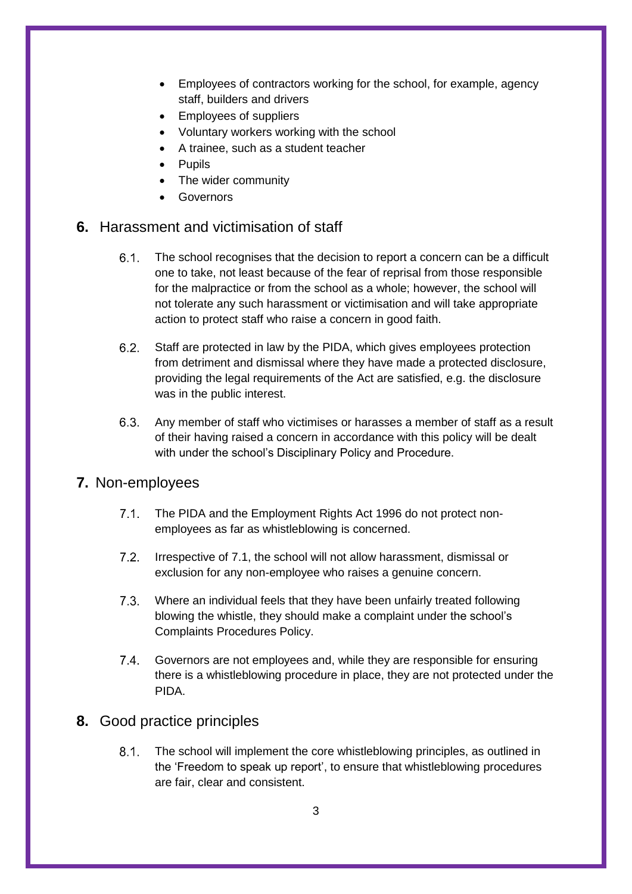- Employees of contractors working for the school, for example, agency staff, builders and drivers
- Employees of suppliers
- Voluntary workers working with the school
- A trainee, such as a student teacher
- Pupils
- The wider community
- Governors

## 6. Harassment and victimisation of staff

6.1. The school recognises that the decision to report a concern can be a difficult one to take, not least because of the fear of reprisal from those responsible for the malpractice or from the school as a whole; however, the school will not tolerate any such harassment or victimisation and will take appropriate action to protect staff who raise a concern in good faith.

6.2. Staff are protected in law by the PIDA, which gives employees protection from detriment and dismissal where they have made a protected disclosure, providing the legal requirements of the Act are satisfied, e.g. the disclosure was in the public interest.

6.3. Any member of staff who victimises or harasses a member of staff as a result of their having raised a concern in accordance with this policy will be dealt with under the school's Disciplinary Policy and Procedure.

## 7. Non-employees

7.1. The PIDA and the Employment Rights Act 1996 do not protect non-employees as far as whistleblowing is concerned.

7.2. Irrespective of 7.1, the school will not allow harassment, dismissal or exclusion for any non-employee who raises a genuine concern.

7.3. Where an individual feels that they have been unfairly treated following blowing the whistle, they should make a complaint under the school's Complaints Procedures Policy.

7.4. Governors are not employees and, while they are responsible for ensuring there is a whistleblowing procedure in place, they are not protected under the PIDA.

## 8. Good practice principles

8.1. The school will implement the core whistleblowing principles, as outlined in the 'Freedom to speak up report', to ensure that whistleblowing procedures are fair, clear and consistent.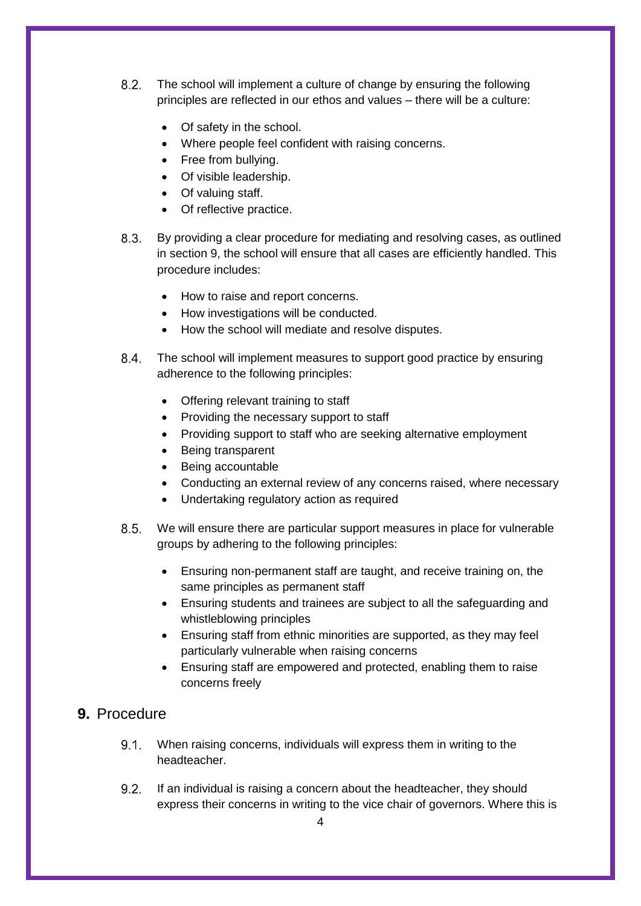8.2. The school will implement a culture of change by ensuring the following principles are reflected in our ethos and values – there will be a culture:

- Of safety in the school.
- Where people feel confident with raising concerns.
- Free from bullying.
- Of visible leadership.
- Of valuing staff.
- Of reflective practice.

8.3. By providing a clear procedure for mediating and resolving cases, as outlined in section 9, the school will ensure that all cases are efficiently handled. This procedure includes:

- How to raise and report concerns.
- How investigations will be conducted.
- How the school will mediate and resolve disputes.

8.4. The school will implement measures to support good practice by ensuring adherence to the following principles:

- Offering relevant training to staff
- Providing the necessary support to staff
- Providing support to staff who are seeking alternative employment
- Being transparent
- Being accountable
- Conducting an external review of any concerns raised, where necessary
- Undertaking regulatory action as required

8.5. We will ensure there are particular support measures in place for vulnerable groups by adhering to the following principles:

- Ensuring non-permanent staff are taught, and receive training on, the same principles as permanent staff
- Ensuring students and trainees are subject to all the safeguarding and whistleblowing principles
- Ensuring staff from ethnic minorities are supported, as they may feel particularly vulnerable when raising concerns
- Ensuring staff are empowered and protected, enabling them to raise concerns freely

## 9. Procedure

9.1. When raising concerns, individuals will express them in writing to the headteacher.

9.2. If an individual is raising a concern about the headteacher, they should express their concerns in writing to the vice chair of governors. Where this is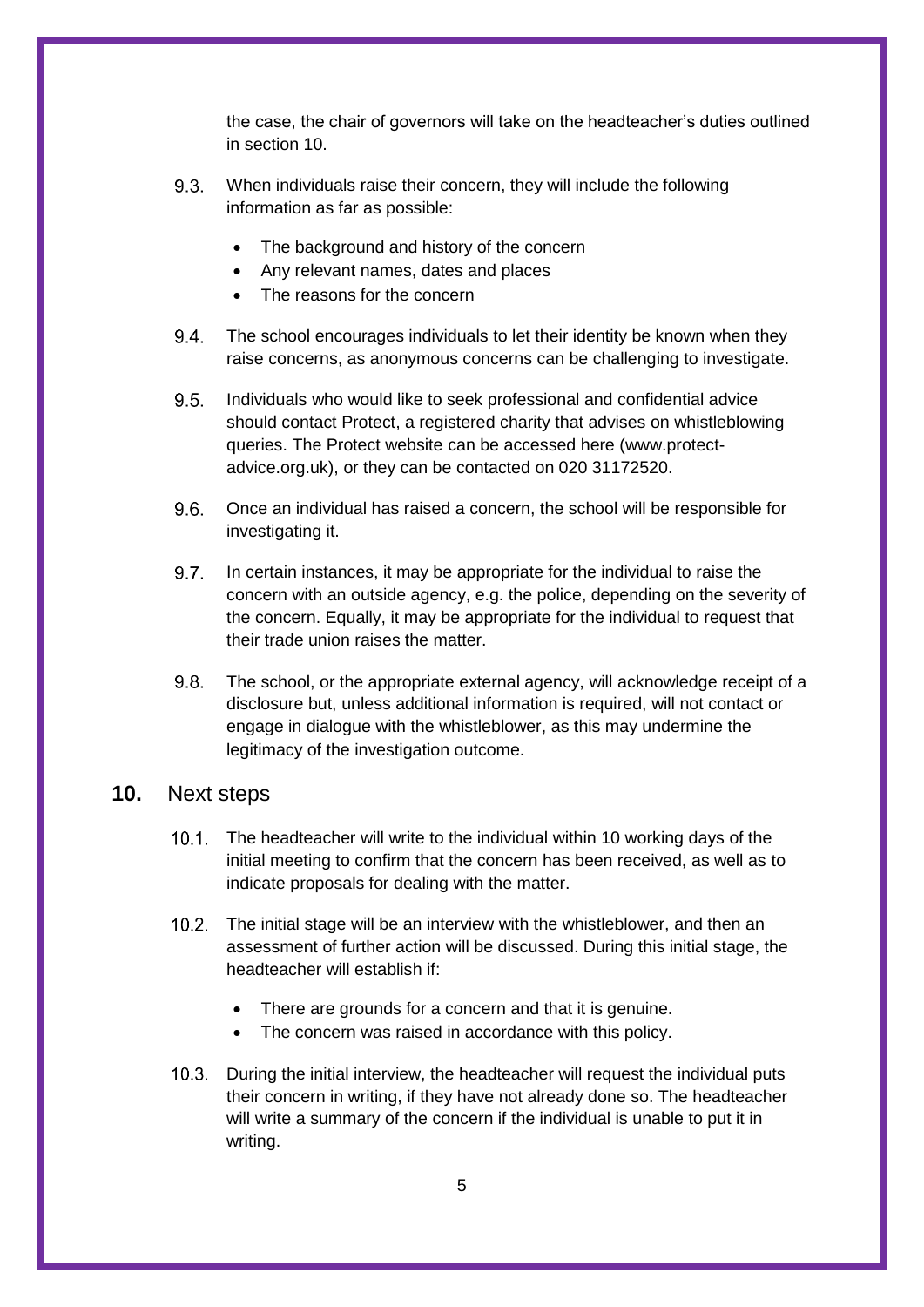the case, the chair of governors will take on the headteacher's duties outlined in section 10.

9.3. When individuals raise their concern, they will include the following information as far as possible:

- The background and history of the concern
- Any relevant names, dates and places
- The reasons for the concern

9.4. The school encourages individuals to let their identity be known when they raise concerns, as anonymous concerns can be challenging to investigate.

9.5. Individuals who would like to seek professional and confidential advice should contact Protect, a registered charity that advises on whistleblowing queries. The Protect website can be accessed here (www.protect-advice.org.uk), or they can be contacted on 020 31172520.

9.6. Once an individual has raised a concern, the school will be responsible for investigating it.

9.7. In certain instances, it may be appropriate for the individual to raise the concern with an outside agency, e.g. the police, depending on the severity of the concern. Equally, it may be appropriate for the individual to request that their trade union raises the matter.

9.8. The school, or the appropriate external agency, will acknowledge receipt of a disclosure but, unless additional information is required, will not contact or engage in dialogue with the whistleblower, as this may undermine the legitimacy of the investigation outcome.

## 10. Next steps

10.1. The headteacher will write to the individual within 10 working days of the initial meeting to confirm that the concern has been received, as well as to indicate proposals for dealing with the matter.

10.2. The initial stage will be an interview with the whistleblower, and then an assessment of further action will be discussed. During this initial stage, the headteacher will establish if:

- There are grounds for a concern and that it is genuine.
- The concern was raised in accordance with this policy.

10.3. During the initial interview, the headteacher will request the individual puts their concern in writing, if they have not already done so. The headteacher will write a summary of the concern if the individual is unable to put it in writing.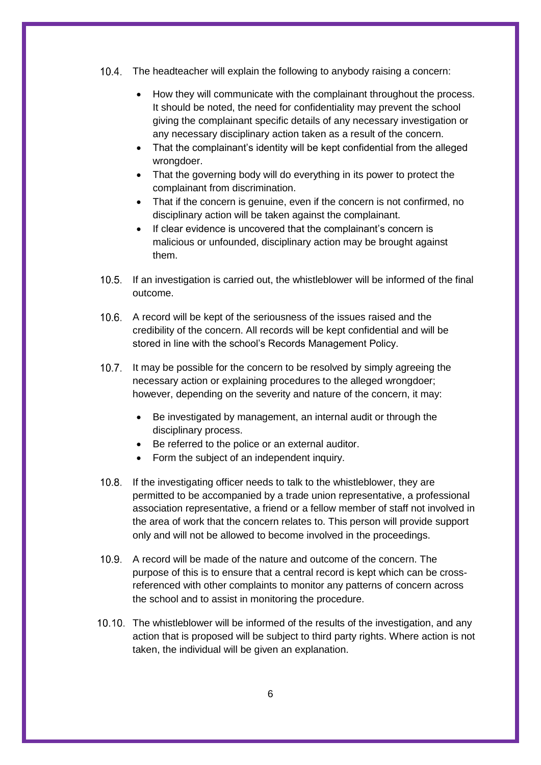10.4. The headteacher will explain the following to anybody raising a concern:

- How they will communicate with the complainant throughout the process. It should be noted, the need for confidentiality may prevent the school giving the complainant specific details of any necessary investigation or any necessary disciplinary action taken as a result of the concern.
- That the complainant's identity will be kept confidential from the alleged wrongdoer.
- That the governing body will do everything in its power to protect the complainant from discrimination.
- That if the concern is genuine, even if the concern is not confirmed, no disciplinary action will be taken against the complainant.
- If clear evidence is uncovered that the complainant's concern is malicious or unfounded, disciplinary action may be brought against them.

10.5. If an investigation is carried out, the whistleblower will be informed of the final outcome.

10.6. A record will be kept of the seriousness of the issues raised and the credibility of the concern. All records will be kept confidential and will be stored in line with the school's Records Management Policy.

10.7. It may be possible for the concern to be resolved by simply agreeing the necessary action or explaining procedures to the alleged wrongdoer; however, depending on the severity and nature of the concern, it may:

- Be investigated by management, an internal audit or through the disciplinary process.
- Be referred to the police or an external auditor.
- Form the subject of an independent inquiry.

10.8. If the investigating officer needs to talk to the whistleblower, they are permitted to be accompanied by a trade union representative, a professional association representative, a friend or a fellow member of staff not involved in the area of work that the concern relates to. This person will provide support only and will not be allowed to become involved in the proceedings.

10.9. A record will be made of the nature and outcome of the concern. The purpose of this is to ensure that a central record is kept which can be cross-referenced with other complaints to monitor any patterns of concern across the school and to assist in monitoring the procedure.

10.10. The whistleblower will be informed of the results of the investigation, and any action that is proposed will be subject to third party rights. Where action is not taken, the individual will be given an explanation.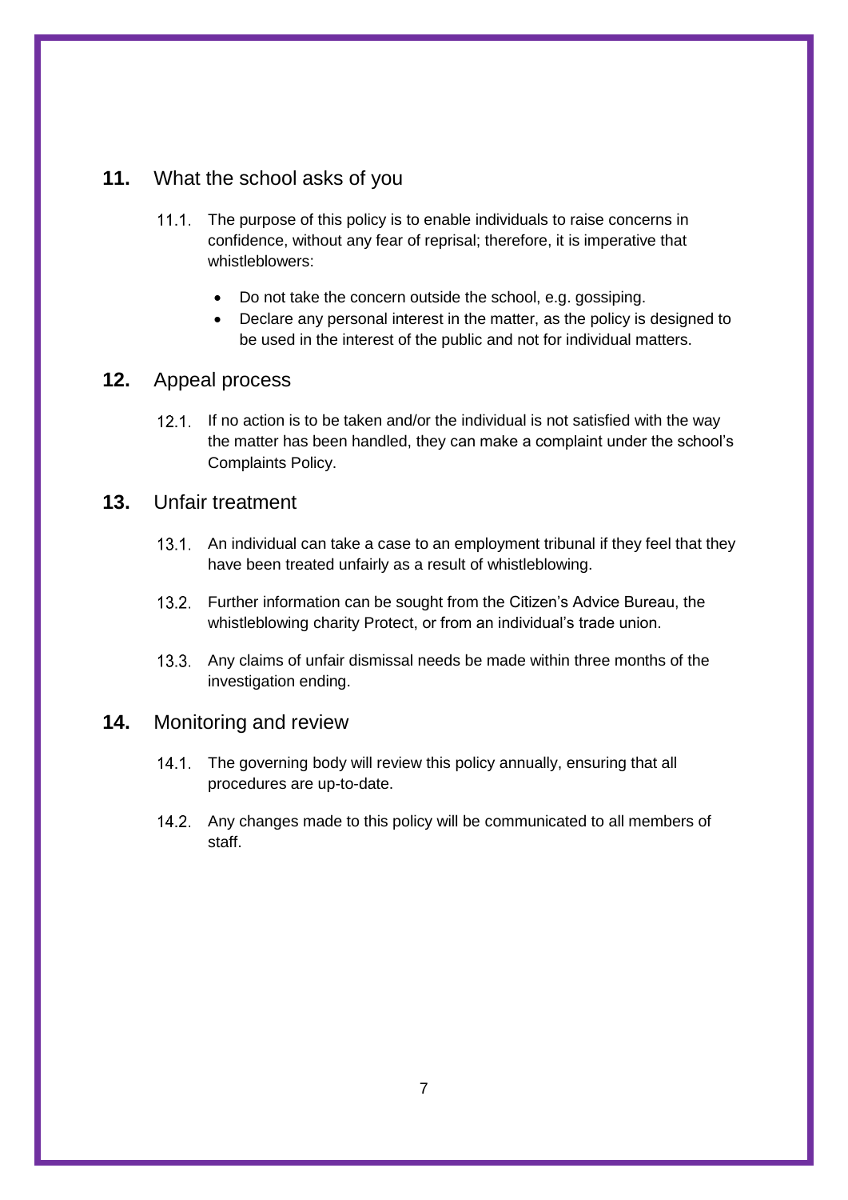## 11. What the school asks of you

11.1. The purpose of this policy is to enable individuals to raise concerns in confidence, without any fear of reprisal; therefore, it is imperative that whistleblowers:

- Do not take the concern outside the school, e.g. gossiping.
- Declare any personal interest in the matter, as the policy is designed to be used in the interest of the public and not for individual matters.

## 12. Appeal process

12.1. If no action is to be taken and/or the individual is not satisfied with the way the matter has been handled, they can make a complaint under the school's Complaints Policy.

## 13. Unfair treatment

13.1. An individual can take a case to an employment tribunal if they feel that they have been treated unfairly as a result of whistleblowing.

13.2. Further information can be sought from the Citizen's Advice Bureau, the whistleblowing charity Protect, or from an individual's trade union.

13.3. Any claims of unfair dismissal needs be made within three months of the investigation ending.

## 14. Monitoring and review

14.1. The governing body will review this policy annually, ensuring that all procedures are up-to-date.

14.2. Any changes made to this policy will be communicated to all members of staff.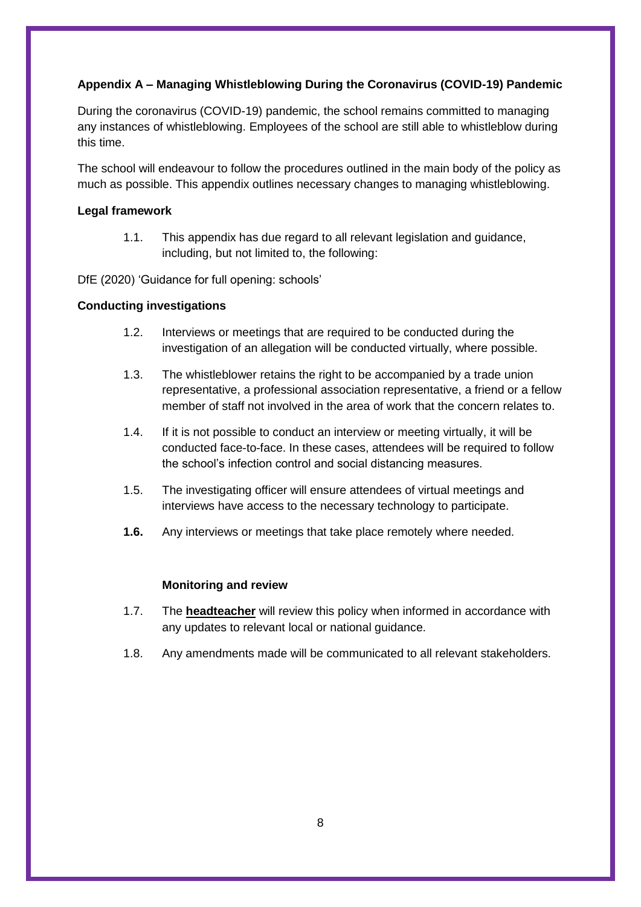**Appendix A – Managing Whistleblowing During the Coronavirus (COVID-19) Pandemic**

During the coronavirus (COVID-19) pandemic, the school remains committed to managing any instances of whistleblowing. Employees of the school are still able to whistleblow during this time.

The school will endeavour to follow the procedures outlined in the main body of the policy as much as possible. This appendix outlines necessary changes to managing whistleblowing.

**Legal framework**

1.1. This appendix has due regard to all relevant legislation and guidance, including, but not limited to, the following:

DfE (2020) 'Guidance for full opening: schools'

**Conducting investigations**

1.2. Interviews or meetings that are required to be conducted during the investigation of an allegation will be conducted virtually, where possible.

1.3. The whistleblower retains the right to be accompanied by a trade union representative, a professional association representative, a friend or a fellow member of staff not involved in the area of work that the concern relates to.

1.4. If it is not possible to conduct an interview or meeting virtually, it will be conducted face-to-face. In these cases, attendees will be required to follow the school's infection control and social distancing measures.

1.5. The investigating officer will ensure attendees of virtual meetings and interviews have access to the necessary technology to participate.

**1.6.** Any interviews or meetings that take place remotely where needed.

**Monitoring and review**

1.7. The **headteacher** will review this policy when informed in accordance with any updates to relevant local or national guidance.

1.8. Any amendments made will be communicated to all relevant stakeholders.